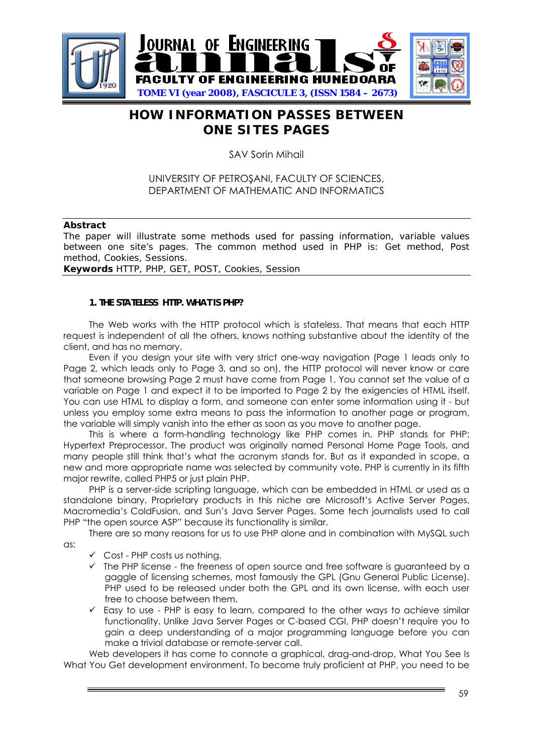# HOW INFORMATION PASSES BETWEEN ONE SITES PAGES

SAV Sorin Mihail

UNIVERSITY OF PETROŞANI, FACULTY OF SCIENCES,
DEPARTMENT OF MATHEMATIC AND INFORMATICS

**Abstract**

The paper will illustrate some methods used for passing information, variable values between one site's pages. The common method used in PHP is: Get method, Post method, Cookies, Sessions.

**Keywords** HTTP, PHP, GET, POST, Cookies, Session

## 1. THE STATELESS HTTP. WHAT IS PHP?

The Web works with the HTTP protocol which is stateless. That means that each HTTP request is independent of all the others, knows nothing substantive about the identity of the client, and has no memory.

Even if you design your site with very strict one-way navigation (Page 1 leads only to Page 2, which leads only to Page 3, and so on), the HTTP protocol will never know or care that someone browsing Page 2 must have come from Page 1. You cannot set the value of a variable on Page 1 and expect it to be imported to Page 2 by the exigencies of HTML itself. You can use HTML to display a form, and someone can enter some information using it - but unless you employ some extra means to pass the information to another page or program, the variable will simply vanish into the ether as soon as you move to another page.

This is where a form-handling technology like PHP comes in. PHP stands for PHP: Hypertext Preprocessor. The product was originally named Personal Home Page Tools, and many people still think that's what the acronym stands for. But as it expanded in scope, a new and more appropriate name was selected by community vote. PHP is currently in its fifth major rewrite, called PHP5 or just plain PHP.

PHP is a server-side scripting language, which can be embedded in HTML or used as a standalone binary. Proprietary products in this niche are Microsoft's Active Server Pages, Macromedia's ColdFusion, and Sun's Java Server Pages. Some tech journalists used to call PHP "the open source ASP" because its functionality is similar.

There are so many reasons for us to use PHP alone and in combination with MySQL such as:

- ✓ Cost - PHP costs us nothing.
- ✓ The PHP license - the freeness of open source and free software is guaranteed by a gaggle of licensing schemes, most famously the GPL (Gnu General Public License). PHP used to be released under both the GPL and its own license, with each user free to choose between them.
- ✓ Easy to use - PHP is easy to learn, compared to the other ways to achieve similar functionality. Unlike Java Server Pages or C-based CGI, PHP doesn't require you to gain a deep understanding of a major programming language before you can make a trivial database or remote-server call.

Web developers it has come to connote a graphical, drag-and-drop, What You See Is What You Get development environment. To become truly proficient at PHP, you need to be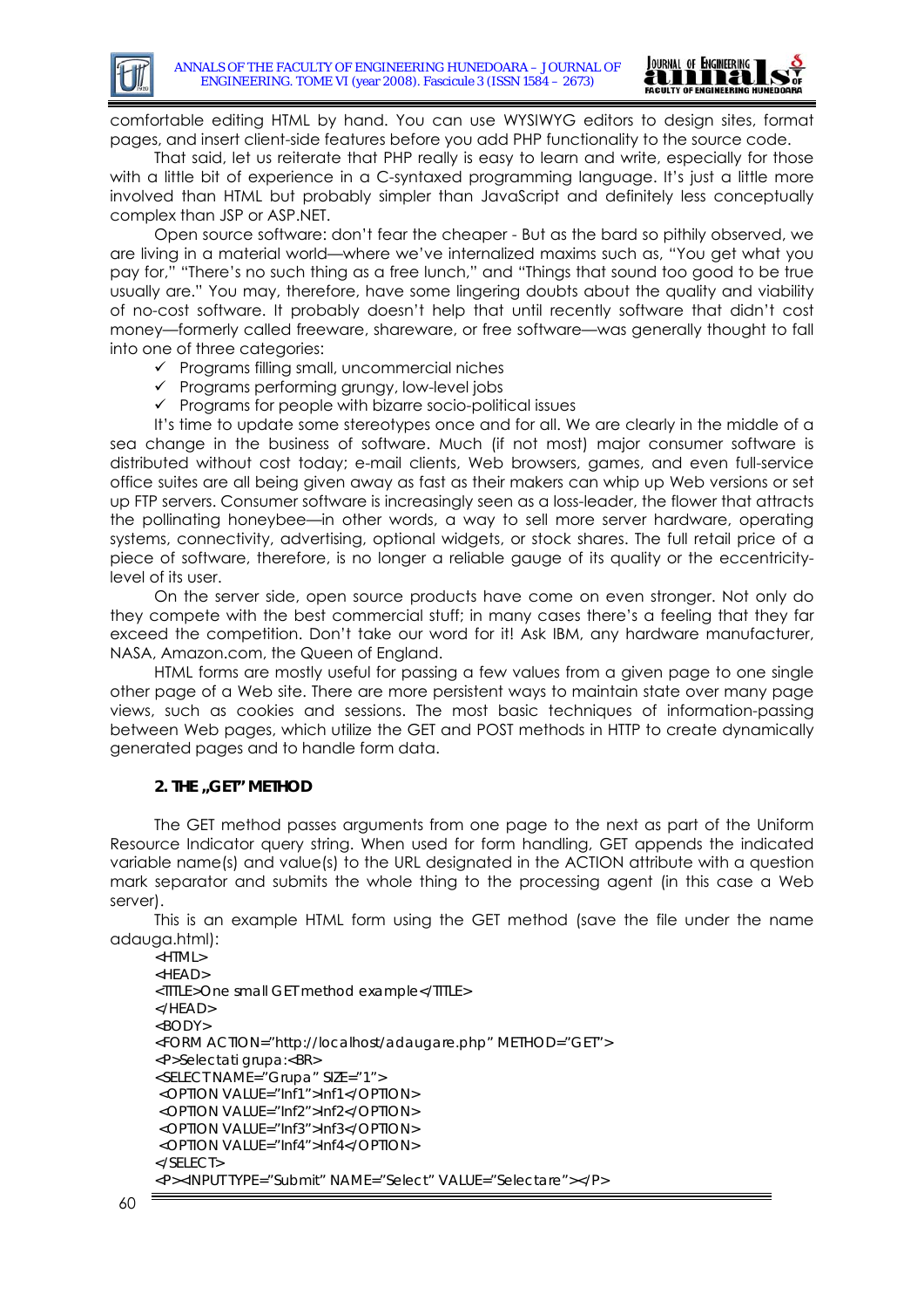comfortable editing HTML by hand. You can use WYSIWYG editors to design sites, format pages, and insert client-side features before you add PHP functionality to the source code.

That said, let us reiterate that PHP really is easy to learn and write, especially for those with a little bit of experience in a C-syntaxed programming language. It's just a little more involved than HTML but probably simpler than JavaScript and definitely less conceptually complex than JSP or ASP.NET.

Open source software: don't fear the cheaper - But as the bard so pithily observed, we are living in a material world—where we've internalized maxims such as, "You get what you pay for," "There's no such thing as a free lunch," and "Things that sound too good to be true usually are." You may, therefore, have some lingering doubts about the quality and viability of no-cost software. It probably doesn't help that until recently software that didn't cost money—formerly called freeware, shareware, or free software—was generally thought to fall into one of three categories:

- ✓ Programs filling small, uncommercial niches
- ✓ Programs performing grungy, low-level jobs
- ✓ Programs for people with bizarre socio-political issues

It's time to update some stereotypes once and for all. We are clearly in the middle of a sea change in the business of software. Much (if not most) major consumer software is distributed without cost today; e-mail clients, Web browsers, games, and even full-service office suites are all being given away as fast as their makers can whip up Web versions or set up FTP servers. Consumer software is increasingly seen as a loss-leader, the flower that attracts the pollinating honeybee—in other words, a way to sell more server hardware, operating systems, connectivity, advertising, optional widgets, or stock shares. The full retail price of a piece of software, therefore, is no longer a reliable gauge of its quality or the eccentricity-level of its user.

On the server side, open source products have come on even stronger. Not only do they compete with the best commercial stuff; in many cases there's a feeling that they far exceed the competition. Don't take our word for it! Ask IBM, any hardware manufacturer, NASA, Amazon.com, the Queen of England.

HTML forms are mostly useful for passing a few values from a given page to one single other page of a Web site. There are more persistent ways to maintain state over many page views, such as cookies and sessions. The most basic techniques of information-passing between Web pages, which utilize the GET and POST methods in HTTP to create dynamically generated pages and to handle form data.

## 2. THE „GET" METHOD

The GET method passes arguments from one page to the next as part of the Uniform Resource Indicator query string. When used for form handling, GET appends the indicated variable name(s) and value(s) to the URL designated in the ACTION attribute with a question mark separator and submits the whole thing to the processing agent (in this case a Web server).

This is an example HTML form using the GET method (save the file under the name adauga.html):

```
<HTML>
<HEAD>
<TITLE>One small GET method example</TITLE>
</HEAD>
<BODY>
<FORM ACTION="http://localhost/adaugare.php" METHOD="GET">
<P>Selectati grupa:<BR>
<SELECT NAME="Grupa" SIZE="1">
 <OPTION VALUE="Inf1">Inf1</OPTION>
 <OPTION VALUE="Inf2">Inf2</OPTION>
 <OPTION VALUE="Inf3">Inf3</OPTION>
 <OPTION VALUE="Inf4">Inf4</OPTION>
</SELECT>
<P><INPUT TYPE="Submit" NAME="Select" VALUE="Selectare"></P>
```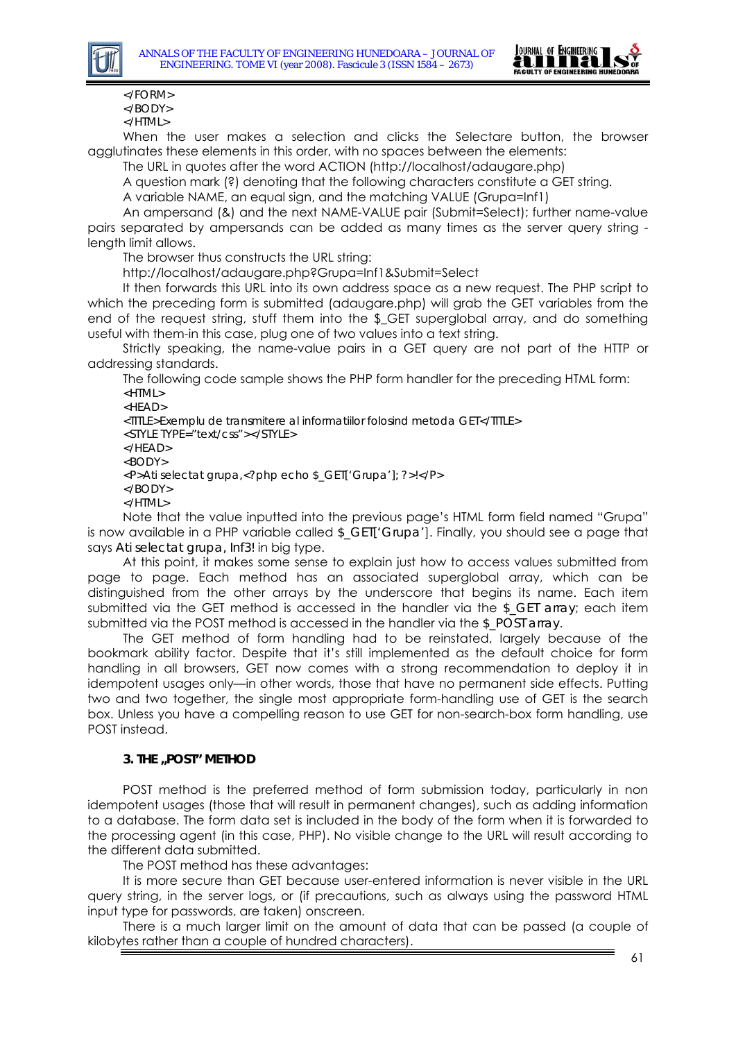```
</FORM>
</BODY>
</HTML>
```

When the user makes a selection and clicks the Selectare button, the browser agglutinates these elements in this order, with no spaces between the elements:

The URL in quotes after the word ACTION (http://localhost/adaugare.php)

A question mark (?) denoting that the following characters constitute a GET string.

A variable NAME, an equal sign, and the matching VALUE (Grupa=Inf1)

An ampersand (&) and the next NAME-VALUE pair (Submit=Select); further name-value pairs separated by ampersands can be added as many times as the server query string - length limit allows.

The browser thus constructs the URL string:

http://localhost/adaugare.php?Grupa=Inf1&Submit=Select

It then forwards this URL into its own address space as a new request. The PHP script to which the preceding form is submitted (adaugare.php) will grab the GET variables from the end of the request string, stuff them into the $_GET superglobal array, and do something useful with them-in this case, plug one of two values into a text string.

Strictly speaking, the name-value pairs in a GET query are not part of the HTTP or addressing standards.

The following code sample shows the PHP form handler for the preceding HTML form:

```
<HTML>
<HEAD>
<TITLE>Exemplu de transmitere al informatiilor folosind metoda GET</TITLE>
<STYLE TYPE="text/css"></STYLE>
</HEAD>
<BODY>
<P>Ati selectat grupa,<?php echo $_GET['Grupa']; ?>!</P>
</BODY>
</HTML>
```

Note that the value inputted into the previous page's HTML form field named "Grupa" is now available in a PHP variable called $_GET['Grupa']. Finally, you should see a page that says **Ati selectat grupa, Inf3!** in big type.

At this point, it makes some sense to explain just how to access values submitted from page to page. Each method has an associated superglobal array, which can be distinguished from the other arrays by the underscore that begins its name. Each item submitted via the GET method is accessed in the handler via the $_GET array; each item submitted via the POST method is accessed in the handler via the $_POST array.

The GET method of form handling had to be reinstated, largely because of the bookmark ability factor. Despite that it's still implemented as the default choice for form handling in all browsers, GET now comes with a strong recommendation to deploy it in idempotent usages only—in other words, those that have no permanent side effects. Putting two and two together, the single most appropriate form-handling use of GET is the search box. Unless you have a compelling reason to use GET for non-search-box form handling, use POST instead.

## 3. THE „POST" METHOD

POST method is the preferred method of form submission today, particularly in non idempotent usages (those that will result in permanent changes), such as adding information to a database. The form data set is included in the body of the form when it is forwarded to the processing agent (in this case, PHP). No visible change to the URL will result according to the different data submitted.

The POST method has these advantages:

It is more secure than GET because user-entered information is never visible in the URL query string, in the server logs, or (if precautions, such as always using the password HTML input type for passwords, are taken) onscreen.

There is a much larger limit on the amount of data that can be passed (a couple of kilobytes rather than a couple of hundred characters).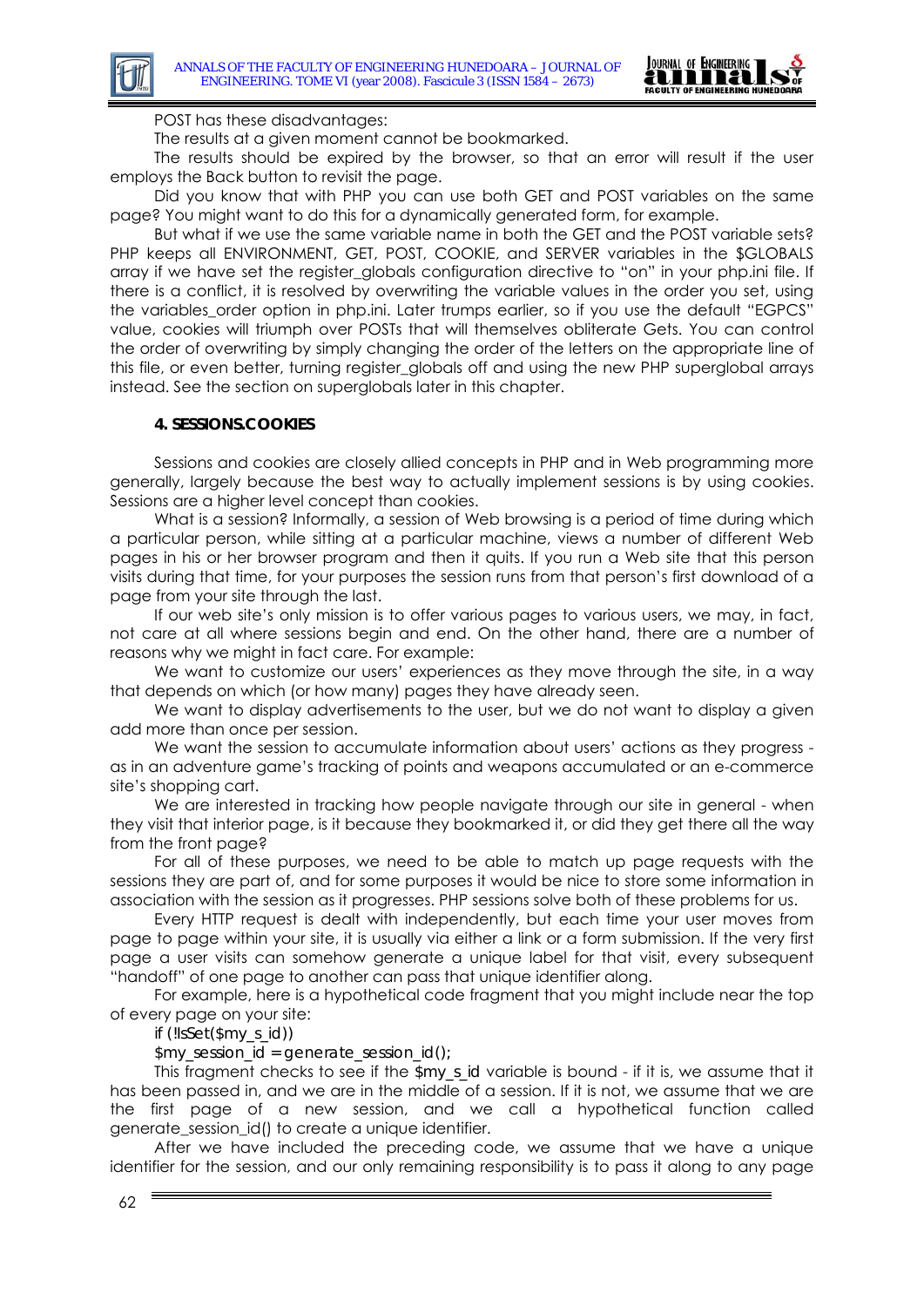POST has these disadvantages:

The results at a given moment cannot be bookmarked.

The results should be expired by the browser, so that an error will result if the user employs the Back button to revisit the page.

Did you know that with PHP you can use both GET and POST variables on the same page? You might want to do this for a dynamically generated form, for example.

But what if we use the same variable name in both the GET and the POST variable sets? PHP keeps all ENVIRONMENT, GET, POST, COOKIE, and SERVER variables in the $GLOBALS array if we have set the register_globals configuration directive to "on" in your php.ini file. If there is a conflict, it is resolved by overwriting the variable values in the order you set, using the variables_order option in php.ini. Later trumps earlier, so if you use the default "EGPCS" value, cookies will triumph over POSTs that will themselves obliterate Gets. You can control the order of overwriting by simply changing the order of the letters on the appropriate line of this file, or even better, turning register_globals off and using the new PHP superglobal arrays instead. See the section on superglobals later in this chapter.

**4. SESSIONS.COOKIES**

Sessions and cookies are closely allied concepts in PHP and in Web programming more generally, largely because the best way to actually implement sessions is by using cookies. Sessions are a higher level concept than cookies.

What is a session? Informally, a session of Web browsing is a period of time during which a particular person, while sitting at a particular machine, views a number of different Web pages in his or her browser program and then it quits. If you run a Web site that this person visits during that time, for your purposes the session runs from that person's first download of a page from your site through the last.

If our web site's only mission is to offer various pages to various users, we may, in fact, not care at all where sessions begin and end. On the other hand, there are a number of reasons why we might in fact care. For example:

We want to customize our users' experiences as they move through the site, in a way that depends on which (or how many) pages they have already seen.

We want to display advertisements to the user, but we do not want to display a given add more than once per session.

We want the session to accumulate information about users' actions as they progress - as in an adventure game's tracking of points and weapons accumulated or an e-commerce site's shopping cart.

We are interested in tracking how people navigate through our site in general - when they visit that interior page, is it because they bookmarked it, or did they get there all the way from the front page?

For all of these purposes, we need to be able to match up page requests with the sessions they are part of, and for some purposes it would be nice to store some information in association with the session as it progresses. PHP sessions solve both of these problems for us.

Every HTTP request is dealt with independently, but each time your user moves from page to page within your site, it is usually via either a link or a form submission. If the very first page a user visits can somehow generate a unique label for that visit, every subsequent "handoff" of one page to another can pass that unique identifier along.

For example, here is a hypothetical code fragment that you might include near the top of every page on your site:

```
if (!IsSet($my_s_id))
$my_session_id = generate_session_id();
```

This fragment checks to see if the $my_s_id variable is bound - if it is, we assume that it has been passed in, and we are in the middle of a session. If it is not, we assume that we are the first page of a new session, and we call a hypothetical function called generate_session_id() to create a unique identifier.

After we have included the preceding code, we assume that we have a unique identifier for the session, and our only remaining responsibility is to pass it along to any page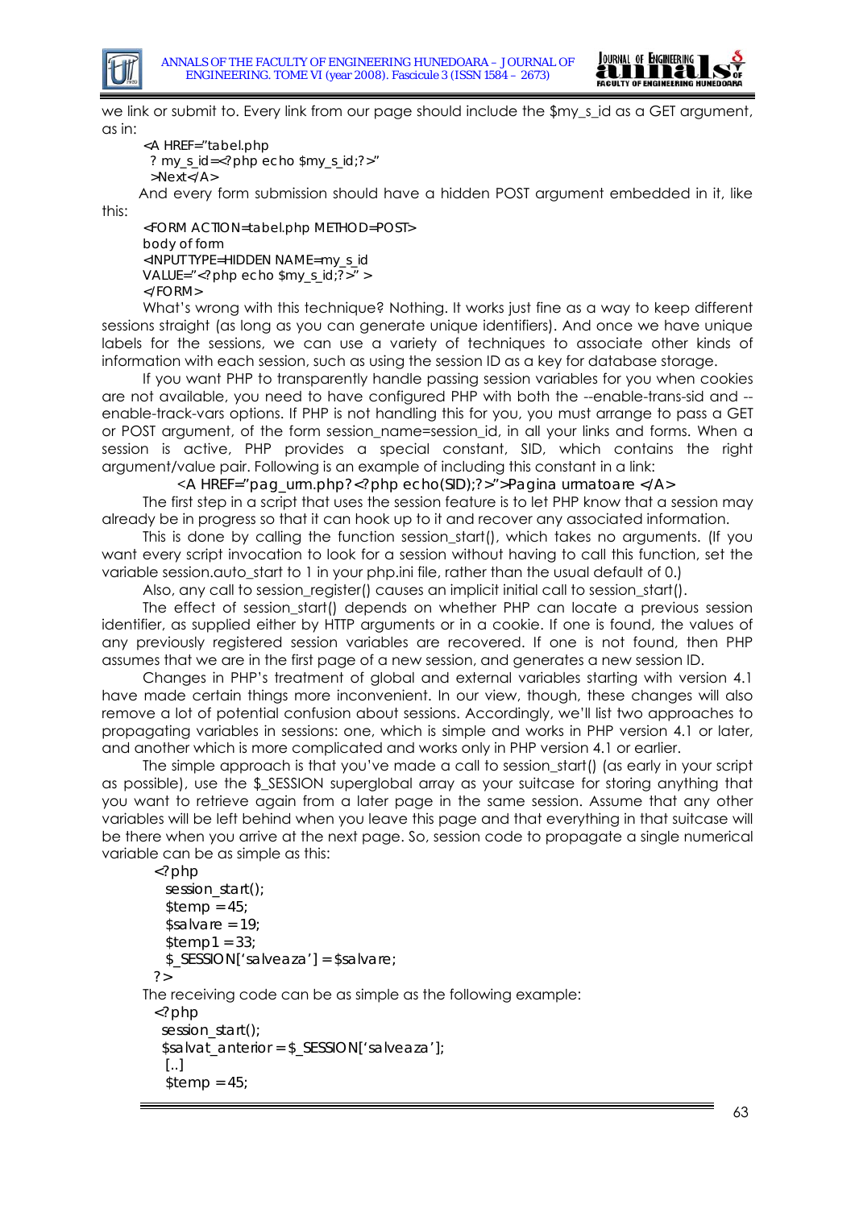we link or submit to. Every link from our page should include the $my_s_id as a GET argument, as in:

```
<A HREF="tabel.php
 ? my_s_id=<?php echo $my_s_id;?>"
 >Next</A>
```

And every form submission should have a hidden POST argument embedded in it, like this:

```
<FORM ACTION=tabel.php METHOD=POST>
body of form
<INPUT TYPE=HIDDEN NAME=my_s_id
VALUE="<?php echo $my_s_id;?>" >
</FORM>
```

What's wrong with this technique? Nothing. It works just fine as a way to keep different sessions straight (as long as you can generate unique identifiers). And once we have unique labels for the sessions, we can use a variety of techniques to associate other kinds of information with each session, such as using the session ID as a key for database storage.

If you want PHP to transparently handle passing session variables for you when cookies are not available, you need to have configured PHP with both the --enable-trans-sid and --enable-track-vars options. If PHP is not handling this for you, you must arrange to pass a GET or POST argument, of the form session_name=session_id, in all your links and forms. When a session is active, PHP provides a special constant, SID, which contains the right argument/value pair. Following is an example of including this constant in a link:

```
<A HREF="pag_urm.php?<?php echo(SID);?>">Pagina urmatoare </A>
```

The first step in a script that uses the session feature is to let PHP know that a session may already be in progress so that it can hook up to it and recover any associated information.

This is done by calling the function session_start(), which takes no arguments. (If you want every script invocation to look for a session without having to call this function, set the variable session.auto_start to 1 in your php.ini file, rather than the usual default of 0.)

Also, any call to session_register() causes an implicit initial call to session_start().

The effect of session_start() depends on whether PHP can locate a previous session identifier, as supplied either by HTTP arguments or in a cookie. If one is found, the values of any previously registered session variables are recovered. If one is not found, then PHP assumes that we are in the first page of a new session, and generates a new session ID.

Changes in PHP's treatment of global and external variables starting with version 4.1 have made certain things more inconvenient. In our view, though, these changes will also remove a lot of potential confusion about sessions. Accordingly, we'll list two approaches to propagating variables in sessions: one, which is simple and works in PHP version 4.1 or later, and another which is more complicated and works only in PHP version 4.1 or earlier.

The simple approach is that you've made a call to session_start() (as early in your script as possible), use the $_SESSION superglobal array as your suitcase for storing anything that you want to retrieve again from a later page in the same session. Assume that any other variables will be left behind when you leave this page and that everything in that suitcase will be there when you arrive at the next page. So, session code to propagate a single numerical variable can be as simple as this:

```
<?php
  session_start();
  $temp = 45;
  $salvare = 19;
  $temp1 = 33;
  $_SESSION['salveaza'] = $salvare;
?>
```

The receiving code can be as simple as the following example:

```
<?php
 session_start();
 $salvat_anterior = $_SESSION['salveaza'];
 [..]
 $temp = 45;
```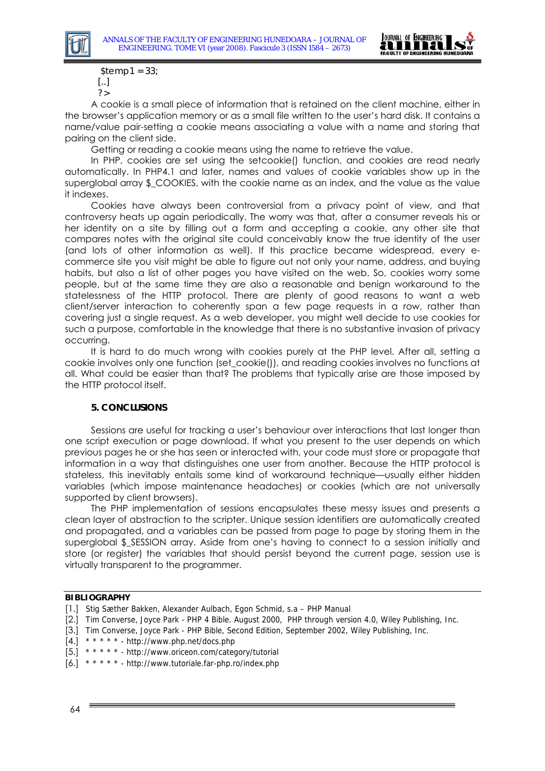```
$temp1 = 33;
[..]
?>
```

A cookie is a small piece of information that is retained on the client machine, either in the browser's application memory or as a small file written to the user's hard disk. It contains a name/value pair-setting a cookie means associating a value with a name and storing that pairing on the client side.

Getting or reading a cookie means using the name to retrieve the value.

In PHP, cookies are set using the setcookie() function, and cookies are read nearly automatically. In PHP4.1 and later, names and values of cookie variables show up in the superglobal array $_COOKIES, with the cookie name as an index, and the value as the value it indexes.

Cookies have always been controversial from a privacy point of view, and that controversy heats up again periodically. The worry was that, after a consumer reveals his or her identity on a site by filling out a form and accepting a cookie, any other site that compares notes with the original site could conceivably know the true identity of the user (and lots of other information as well). If this practice became widespread, every e-commerce site you visit might be able to figure out not only your name, address, and buying habits, but also a list of other pages you have visited on the web. So, cookies worry some people, but at the same time they are also a reasonable and benign workaround to the statelessness of the HTTP protocol. There are plenty of good reasons to want a web client/server interaction to coherently span a few page requests in a row, rather than covering just a single request. As a web developer, you might well decide to use cookies for such a purpose, comfortable in the knowledge that there is no substantive invasion of privacy occurring.

It is hard to do much wrong with cookies purely at the PHP level. After all, setting a cookie involves only one function (set_cookie()), and reading cookies involves no functions at all. What could be easier than that? The problems that typically arise are those imposed by the HTTP protocol itself.

## 5. CONCLUSIONS

Sessions are useful for tracking a user's behaviour over interactions that last longer than one script execution or page download. If what you present to the user depends on which previous pages he or she has seen or interacted with, your code must store or propagate that information in a way that distinguishes one user from another. Because the HTTP protocol is stateless, this inevitably entails some kind of workaround technique—usually either hidden variables (which impose maintenance headaches) or cookies (which are not universally supported by client browsers).

The PHP implementation of sessions encapsulates these messy issues and presents a clean layer of abstraction to the scripter. Unique session identifiers are automatically created and propagated, and a variables can be passed from page to page by storing them in the superglobal $_SESSION array. Aside from one's having to connect to a session initially and store (or register) the variables that should persist beyond the current page, session use is virtually transparent to the programmer.

**BIBLIOGRAPHY**

[1.] Stig Sæther Bakken, Alexander Aulbach, Egon Schmid, s.a – PHP Manual
[2.] Tim Converse, Joyce Park - PHP 4 Bible. August 2000, PHP through version 4.0, Wiley Publishing, Inc.
[3.] Tim Converse, Joyce Park - PHP Bible, Second Edition, September 2002, Wiley Publishing, Inc.
[4.] * * * * * - http://www.php.net/docs.php
[5.] * * * * * - http://www.oriceon.com/category/tutorial
[6.] * * * * * - http://www.tutoriale.far-php.ro/index.php